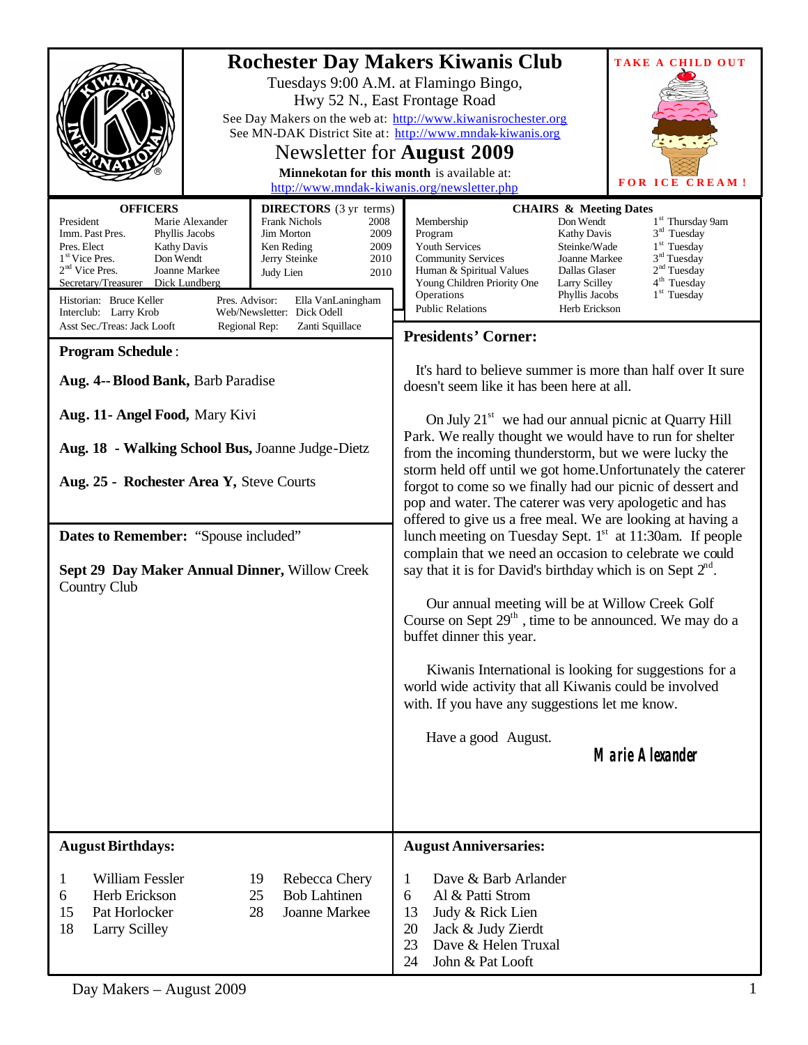# Rochester Day Makers Kiwanis Club

Tuesdays 9:00 A.M. at Flamingo Bingo,
Hwy 52 N., East Frontage Road

See Day Makers on the web at: http://www.kiwanisrochester.org
See MN-DAK District Site at: http://www.mndak-kiwanis.org

## Newsletter for August 2009

**Minnekotan for this month** is available at:
http://www.mndak-kiwanis.org/newsletter.php

**TAKE A CHILD OUT FOR ICE CREAM!**

### OFFICERS

| | |
|---|---|
| President | Marie Alexander |
| Imm. Past Pres. | Phyllis Jacobs |
| Pres. Elect | Kathy Davis |
| 1st Vice Pres. | Don Wendt |
| 2nd Vice Pres. | Joanne Markee |
| Secretary/Treasurer | Dick Lundberg |

### DIRECTORS (3 yr terms)

| | |
|---|---|
| Frank Nichols | 2008 |
| Jim Morton | 2009 |
| Ken Reding | 2009 |
| Jerry Steinke | 2010 |
| Judy Lien | 2010 |

Historian: Bruce Keller — Pres. Advisor: Ella VanLaningham
Interclub: Larry Krob — Web/Newsletter: Dick Odell
Asst Sec./Treas: Jack Looft — Regional Rep: Zanti Squillace

### CHAIRS & Meeting Dates

| | | |
|---|---|---|
| Membership | Don Wendt | 1st Thursday 9am |
| Program | Kathy Davis | 3rd Tuesday |
| Youth Services | Steinke/Wade | 1st Tuesday |
| Community Services | Joanne Markee | 3rd Tuesday |
| Human & Spiritual Values | Dallas Glaser | 2nd Tuesday |
| Young Children Priority One | Larry Scilley | 4th Tuesday |
| Operations | Phyllis Jacobs | 1st Tuesday |
| Public Relations | Herb Erickson | |

### Program Schedule:

**Aug. 4-- Blood Bank,** Barb Paradise

**Aug. 11- Angel Food,** Mary Kivi

**Aug. 18 - Walking School Bus,** Joanne Judge-Dietz

**Aug. 25 - Rochester Area Y,** Steve Courts

### Dates to Remember: "Spouse included"

**Sept 29 Day Maker Annual Dinner,** Willow Creek Country Club

### Presidents' Corner:

It's hard to believe summer is more than half over It sure doesn't seem like it has been here at all.

On July 21st we had our annual picnic at Quarry Hill Park. We really thought we would have to run for shelter from the incoming thunderstorm, but we were lucky the storm held off until we got home.Unfortunately the caterer forgot to come so we finally had our picnic of dessert and pop and water. The caterer was very apologetic and has offered to give us a free meal. We are looking at having a lunch meeting on Tuesday Sept. 1st at 11:30am. If people complain that we need an occasion to celebrate we could say that it is for David's birthday which is on Sept 2nd.

Our annual meeting will be at Willow Creek Golf Course on Sept 29th , time to be announced. We may do a buffet dinner this year.

Kiwanis International is looking for suggestions for a world wide activity that all Kiwanis could be involved with. If you have any suggestions let me know.

Have a good August.

*Marie Alexander*

### August Birthdays:

| | |
|---|---|
| 1 | William Fessler |
| 6 | Herb Erickson |
| 15 | Pat Horlocker |
| 18 | Larry Scilley |
| 19 | Rebecca Chery |
| 25 | Bob Lahtinen |
| 28 | Joanne Markee |

### August Anniversaries:

| | |
|---|---|
| 1 | Dave & Barb Arlander |
| 6 | Al & Patti Strom |
| 13 | Judy & Rick Lien |
| 20 | Jack & Judy Zierdt |
| 23 | Dave & Helen Truxal |
| 24 | John & Pat Looft |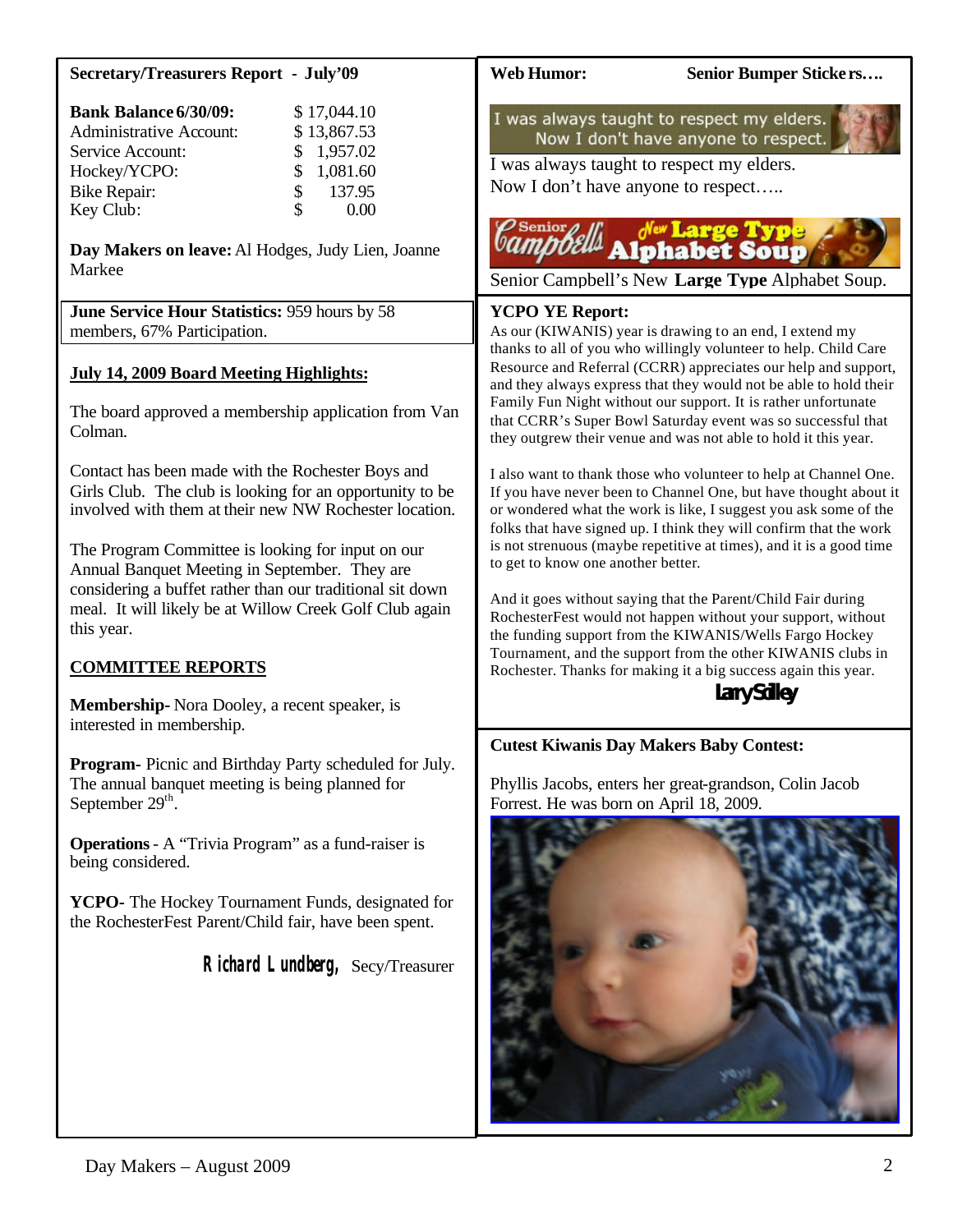**Secretary/Treasurers Report - July'09**

| **Bank Balance 6/30/09:** | $ 17,044.10 |
|---|---|
| Administrative Account: | $ 13,867.53 |
| Service Account: | $ 1,957.02 |
| Hockey/YCPO: | $ 1,081.60 |
| Bike Repair: | $ 137.95 |
| Key Club: | $ 0.00 |

**Day Makers on leave:** Al Hodges, Judy Lien, Joanne Markee

**June Service Hour Statistics:** 959 hours by 58 members, 67% Participation.

**July 14, 2009 Board Meeting Highlights:**

The board approved a membership application from Van Colman.

Contact has been made with the Rochester Boys and Girls Club. The club is looking for an opportunity to be involved with them at their new NW Rochester location.

The Program Committee is looking for input on our Annual Banquet Meeting in September. They are considering a buffet rather than our traditional sit down meal. It will likely be at Willow Creek Golf Club again this year.

**COMMITTEE REPORTS**

**Membership**- Nora Dooley, a recent speaker, is interested in membership.

**Program**- Picnic and Birthday Party scheduled for July. The annual banquet meeting is being planned for September 29th.

**Operations** - A "Trivia Program" as a fund-raiser is being considered.

**YCPO**- The Hockey Tournament Funds, designated for the RochesterFest Parent/Child fair, have been spent.

Richard Lundberg, Secy/Treasurer

**Web Humor:** **Senior Bumper Stickers….**

I was always taught to respect my elders. Now I don't have anyone to respect.

I was always taught to respect my elders.
Now I don't have anyone to respect…..

Senior Campbell's New Large Type Alphabet Soup

Senior Campbell's New **Large Type** Alphabet Soup.

**YCPO YE Report:**

As our (KIWANIS) year is drawing to an end, I extend my thanks to all of you who willingly volunteer to help. Child Care Resource and Referral (CCRR) appreciates our help and support, and they always express that they would not be able to hold their Family Fun Night without our support. It is rather unfortunate that CCRR's Super Bowl Saturday event was so successful that they outgrew their venue and was not able to hold it this year.

I also want to thank those who volunteer to help at Channel One. If you have never been to Channel One, but have thought about it or wondered what the work is like, I suggest you ask some of the folks that have signed up. I think they will confirm that the work is not strenuous (maybe repetitive at times), and it is a good time to get to know one another better.

And it goes without saying that the Parent/Child Fair during RochesterFest would not happen without your support, without the funding support from the KIWANIS/Wells Fargo Hockey Tournament, and the support from the other KIWANIS clubs in Rochester. Thanks for making it a big success again this year.

Lary Solley

**Cutest Kiwanis Day Makers Baby Contest:**

Phyllis Jacobs, enters her great-grandson, Colin Jacob Forrest. He was born on April 18, 2009.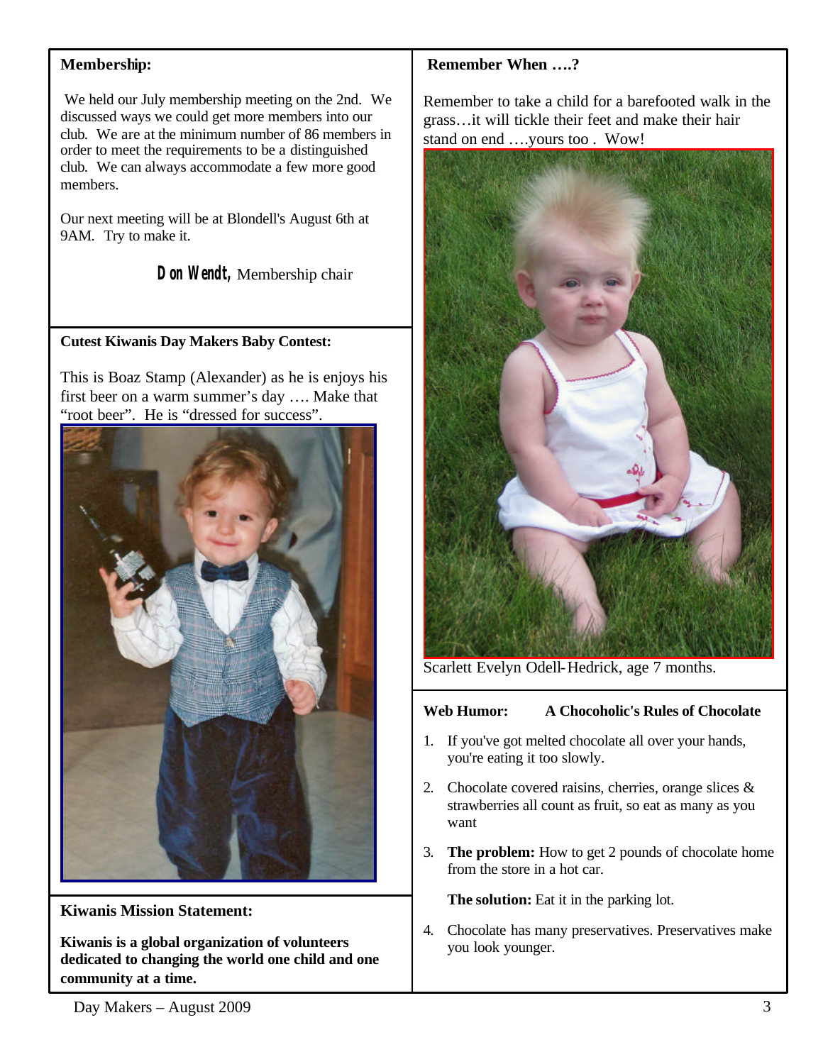**Membership:**

We held our July membership meeting on the 2nd. We discussed ways we could get more members into our club. We are at the minimum number of 86 members in order to meet the requirements to be a distinguished club. We can always accommodate a few more good members.

Our next meeting will be at Blondell's August 6th at 9AM. Try to make it.

**Don Wendt,** Membership chair

**Cutest Kiwanis Day Makers Baby Contest:**

This is Boaz Stamp (Alexander) as he is enjoys his first beer on a warm summer's day …. Make that "root beer". He is "dressed for success".

**Kiwanis Mission Statement:**

**Kiwanis is a global organization of volunteers dedicated to changing the world one child and one community at a time.**

**Remember When ….?**

Remember to take a child for a barefooted walk in the grass…it will tickle their feet and make their hair stand on end ….yours too . Wow!

Scarlett Evelyn Odell-Hedrick, age 7 months.

**Web Humor: A Chocoholic's Rules of Chocolate**

1. If you've got melted chocolate all over your hands, you're eating it too slowly.
2. Chocolate covered raisins, cherries, orange slices & strawberries all count as fruit, so eat as many as you want
3. **The problem:** How to get 2 pounds of chocolate home from the store in a hot car.

   **The solution:** Eat it in the parking lot.
4. Chocolate has many preservatives. Preservatives make you look younger.